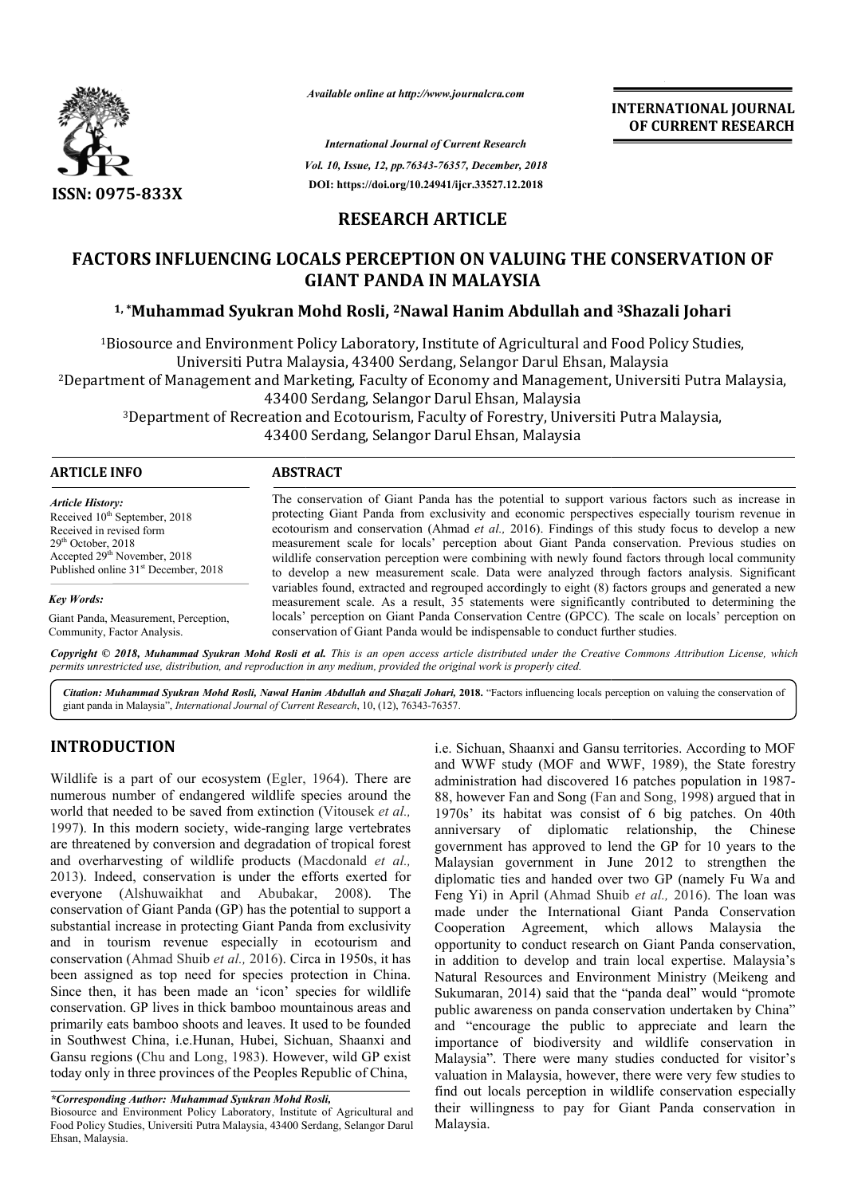ISSN: 0975-833X

*Available online at http://www.journalcra.com*

*International Journal of Current Research*
*Vol. 10, Issue, 12, pp.76343-76357, December, 2018*
**DOI: https://doi.org/10.24941/ijcr.33527.12.2018**

**INTERNATIONAL JOURNAL OF CURRENT RESEARCH**

## RESEARCH ARTICLE

# FACTORS INFLUENCING LOCALS PERCEPTION ON VALUING THE CONSERVATION OF GIANT PANDA IN MALAYSIA

### [1,]*Muhammad Syukran Mohd Rosli, [2]Nawal Hanim Abdullah and [3]Shazali Johari

[1]Biosource and Environment Policy Laboratory, Institute of Agricultural and Food Policy Studies, Universiti Putra Malaysia, 43400 Serdang, Selangor Darul Ehsan, Malaysia
[2]Department of Management and Marketing, Faculty of Economy and Management, Universiti Putra Malaysia, 43400 Serdang, Selangor Darul Ehsan, Malaysia
[3]Department of Recreation and Ecotourism, Faculty of Forestry, Universiti Putra Malaysia, 43400 Serdang, Selangor Darul Ehsan, Malaysia

**ARTICLE INFO**

*Article History:*
Received 10th September, 2018
Received in revised form 29th October, 2018
Accepted 29th November, 2018
Published online 31st December, 2018

*Key Words:*
Giant Panda, Measurement, Perception, Community, Factor Analysis.

**ABSTRACT**

The conservation of Giant Panda has the potential to support various factors such as increase in protecting Giant Panda from exclusivity and economic perspectives especially tourism revenue in ecotourism and conservation (Ahmad *et al.,* 2016). Findings of this study focus to develop a new measurement scale for locals' perception about Giant Panda conservation. Previous studies on wildlife conservation perception were combining with newly found factors through local community to develop a new measurement scale. Data were analyzed through factors analysis. Significant variables found, extracted and regrouped accordingly to eight (8) factors groups and generated a new measurement scale. As a result, 35 statements were significantly contributed to determining the locals' perception on Giant Panda Conservation Centre (GPCC). The scale on locals' perception on conservation of Giant Panda would be indispensable to conduct further studies.

*Copyright © 2018, Muhammad Syukran Mohd Rosli et al. This is an open access article distributed under the Creative Commons Attribution License, which permits unrestricted use, distribution, and reproduction in any medium, provided the original work is properly cited.*

*Citation: Muhammad Syukran Mohd Rosli, Nawal Hanim Abdullah and Shazali Johari,* **2018.** "Factors influencing locals perception on valuing the conservation of giant panda in Malaysia", *International Journal of Current Research*, 10, (12), 76343-76357.

## INTRODUCTION

Wildlife is a part of our ecosystem (Egler, 1964). There are numerous number of endangered wildlife species around the world that needed to be saved from extinction (Vitousek *et al.,* 1997). In this modern society, wide-ranging large vertebrates are threatened by conversion and degradation of tropical forest and overharvesting of wildlife products (Macdonald *et al.,* 2013). Indeed, conservation is under the efforts exerted for everyone (Alshuwaikhat and Abubakar, 2008). The conservation of Giant Panda (GP) has the potential to support a substantial increase in protecting Giant Panda from exclusivity and in tourism revenue especially in ecotourism and conservation (Ahmad Shuib *et al.,* 2016). Circa in 1950s, it has been assigned as top need for species protection in China. Since then, it has been made an 'icon' species for wildlife conservation. GP lives in thick bamboo mountainous areas and primarily eats bamboo shoots and leaves. It used to be founded in Southwest China, i.e.Hunan, Hubei, Sichuan, Shaanxi and Gansu regions (Chu and Long, 1983). However, wild GP exist today only in three provinces of the Peoples Republic of China, i.e. Sichuan, Shaanxi and Gansu territories. According to MOF and WWF study (MOF and WWF, 1989), the State forestry administration had discovered 16 patches population in 1987-88, however Fan and Song (Fan and Song, 1998) argued that in 1970s' its habitat was consist of 6 big patches. On 40th anniversary of diplomatic relationship, the Chinese government has approved to lend the GP for 10 years to the Malaysian government in June 2012 to strengthen the diplomatic ties and handed over two GP (namely Fu Wa and Feng Yi) in April (Ahmad Shuib *et al.,* 2016). The loan was made under the International Giant Panda Conservation Cooperation Agreement, which allows Malaysia the opportunity to conduct research on Giant Panda conservation, in addition to develop and train local expertise. Malaysia's Natural Resources and Environment Ministry (Meikeng and Sukumaran, 2014) said that the "panda deal" would "promote public awareness on panda conservation undertaken by China" and "encourage the public to appreciate and learn the importance of biodiversity and wildlife conservation in Malaysia". There were many studies conducted for visitor's valuation in Malaysia, however, there were very few studies to find out locals perception in wildlife conservation especially their willingness to pay for Giant Panda conservation in Malaysia.

**\*Corresponding Author: Muhammad Syukran Mohd Rosli,**
Biosource and Environment Policy Laboratory, Institute of Agricultural and Food Policy Studies, Universiti Putra Malaysia, 43400 Serdang, Selangor Darul Ehsan, Malaysia.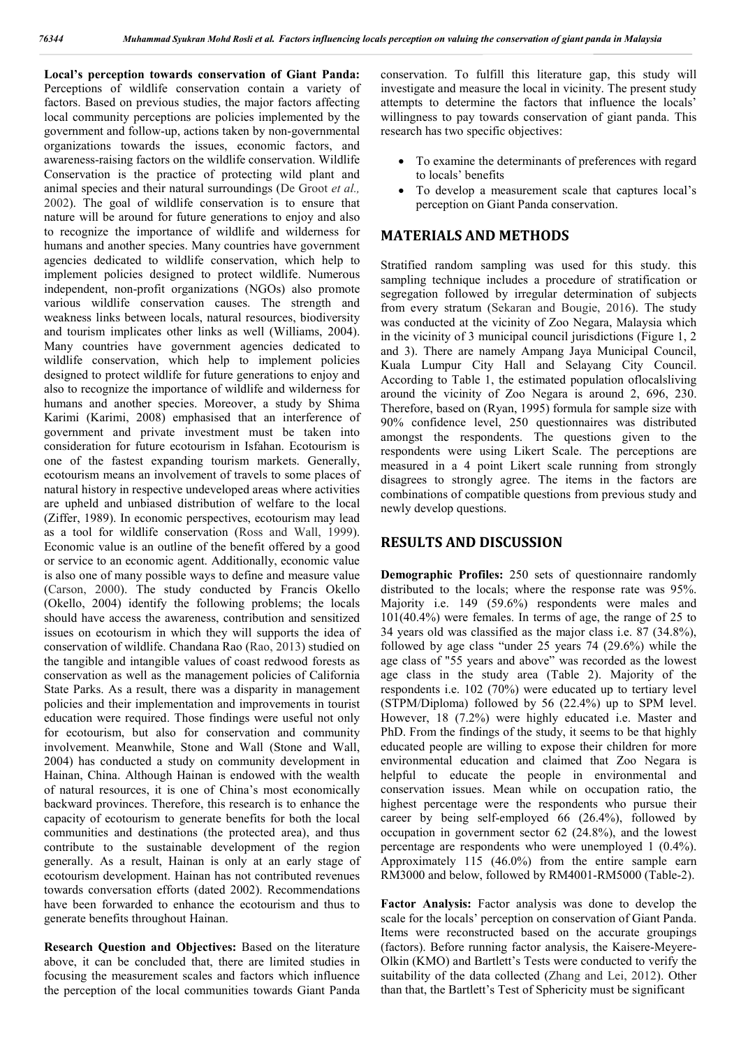**Local's perception towards conservation of Giant Panda:** Perceptions of wildlife conservation contain a variety of factors. Based on previous studies, the major factors affecting local community perceptions are policies implemented by the government and follow-up, actions taken by non-governmental organizations towards the issues, economic factors, and awareness-raising factors on the wildlife conservation. Wildlife Conservation is the practice of protecting wild plant and animal species and their natural surroundings (De Groot *et al.,* 2002). The goal of wildlife conservation is to ensure that nature will be around for future generations to enjoy and also to recognize the importance of wildlife and wilderness for humans and another species. Many countries have government agencies dedicated to wildlife conservation, which help to implement policies designed to protect wildlife. Numerous independent, non-profit organizations (NGOs) also promote various wildlife conservation causes. The strength and weakness links between locals, natural resources, biodiversity and tourism implicates other links as well (Williams, 2004). Many countries have government agencies dedicated to wildlife conservation, which help to implement policies designed to protect wildlife for future generations to enjoy and also to recognize the importance of wildlife and wilderness for humans and another species. Moreover, a study by Shima Karimi (Karimi, 2008) emphasised that an interference of government and private investment must be taken into consideration for future ecotourism in Isfahan. Ecotourism is one of the fastest expanding tourism markets. Generally, ecotourism means an involvement of travels to some places of natural history in respective undeveloped areas where activities are upheld and unbiased distribution of welfare to the local (Ziffer, 1989). In economic perspectives, ecotourism may lead as a tool for wildlife conservation (Ross and Wall, 1999). Economic value is an outline of the benefit offered by a good or service to an economic agent. Additionally, economic value is also one of many possible ways to define and measure value (Carson, 2000). The study conducted by Francis Okello (Okello, 2004) identify the following problems; the locals should have access the awareness, contribution and sensitized issues on ecotourism in which they will supports the idea of conservation of wildlife. Chandana Rao (Rao, 2013) studied on the tangible and intangible values of coast redwood forests as conservation as well as the management policies of California State Parks. As a result, there was a disparity in management policies and their implementation and improvements in tourist education were required. Those findings were useful not only for ecotourism, but also for conservation and community involvement. Meanwhile, Stone and Wall (Stone and Wall, 2004) has conducted a study on community development in Hainan, China. Although Hainan is endowed with the wealth of natural resources, it is one of China's most economically backward provinces. Therefore, this research is to enhance the capacity of ecotourism to generate benefits for both the local communities and destinations (the protected area), and thus contribute to the sustainable development of the region generally. As a result, Hainan is only at an early stage of ecotourism development. Hainan has not contributed revenues towards conversation efforts (dated 2002). Recommendations have been forwarded to enhance the ecotourism and thus to generate benefits throughout Hainan.

**Research Question and Objectives:** Based on the literature above, it can be concluded that, there are limited studies in focusing the measurement scales and factors which influence the perception of the local communities towards Giant Panda conservation. To fulfill this literature gap, this study will investigate and measure the local in vicinity. The present study attempts to determine the factors that influence the locals' willingness to pay towards conservation of giant panda. This research has two specific objectives:

- To examine the determinants of preferences with regard to locals' benefits
- To develop a measurement scale that captures local's perception on Giant Panda conservation.

## MATERIALS AND METHODS

Stratified random sampling was used for this study. this sampling technique includes a procedure of stratification or segregation followed by irregular determination of subjects from every stratum (Sekaran and Bougie, 2016). The study was conducted at the vicinity of Zoo Negara, Malaysia which in the vicinity of 3 municipal council jurisdictions (Figure 1, 2 and 3). There are namely Ampang Jaya Municipal Council, Kuala Lumpur City Hall and Selayang City Council. According to Table 1, the estimated population oflocalsliving around the vicinity of Zoo Negara is around 2, 696, 230. Therefore, based on (Ryan, 1995) formula for sample size with 90% confidence level, 250 questionnaires was distributed amongst the respondents. The questions given to the respondents were using Likert Scale. The perceptions are measured in a 4 point Likert scale running from strongly disagrees to strongly agree. The items in the factors are combinations of compatible questions from previous study and newly develop questions.

## RESULTS AND DISCUSSION

**Demographic Profiles:** 250 sets of questionnaire randomly distributed to the locals; where the response rate was 95%. Majority i.e. 149 (59.6%) respondents were males and 101(40.4%) were females. In terms of age, the range of 25 to 34 years old was classified as the major class i.e. 87 (34.8%), followed by age class "under 25 years 74 (29.6%) while the age class of "55 years and above" was recorded as the lowest age class in the study area (Table 2). Majority of the respondents i.e. 102 (70%) were educated up to tertiary level (STPM/Diploma) followed by 56 (22.4%) up to SPM level. However, 18 (7.2%) were highly educated i.e. Master and PhD. From the findings of the study, it seems to be that highly educated people are willing to expose their children for more environmental education and claimed that Zoo Negara is helpful to educate the people in environmental and conservation issues. Mean while on occupation ratio, the highest percentage were the respondents who pursue their career by being self-employed 66 (26.4%), followed by occupation in government sector 62 (24.8%), and the lowest percentage are respondents who were unemployed 1 (0.4%). Approximately 115 (46.0%) from the entire sample earn RM3000 and below, followed by RM4001-RM5000 (Table-2).

**Factor Analysis:** Factor analysis was done to develop the scale for the locals' perception on conservation of Giant Panda. Items were reconstructed based on the accurate groupings (factors). Before running factor analysis, the Kaisere-Meyere-Olkin (KMO) and Bartlett's Tests were conducted to verify the suitability of the data collected (Zhang and Lei, 2012). Other than that, the Bartlett's Test of Sphericity must be significant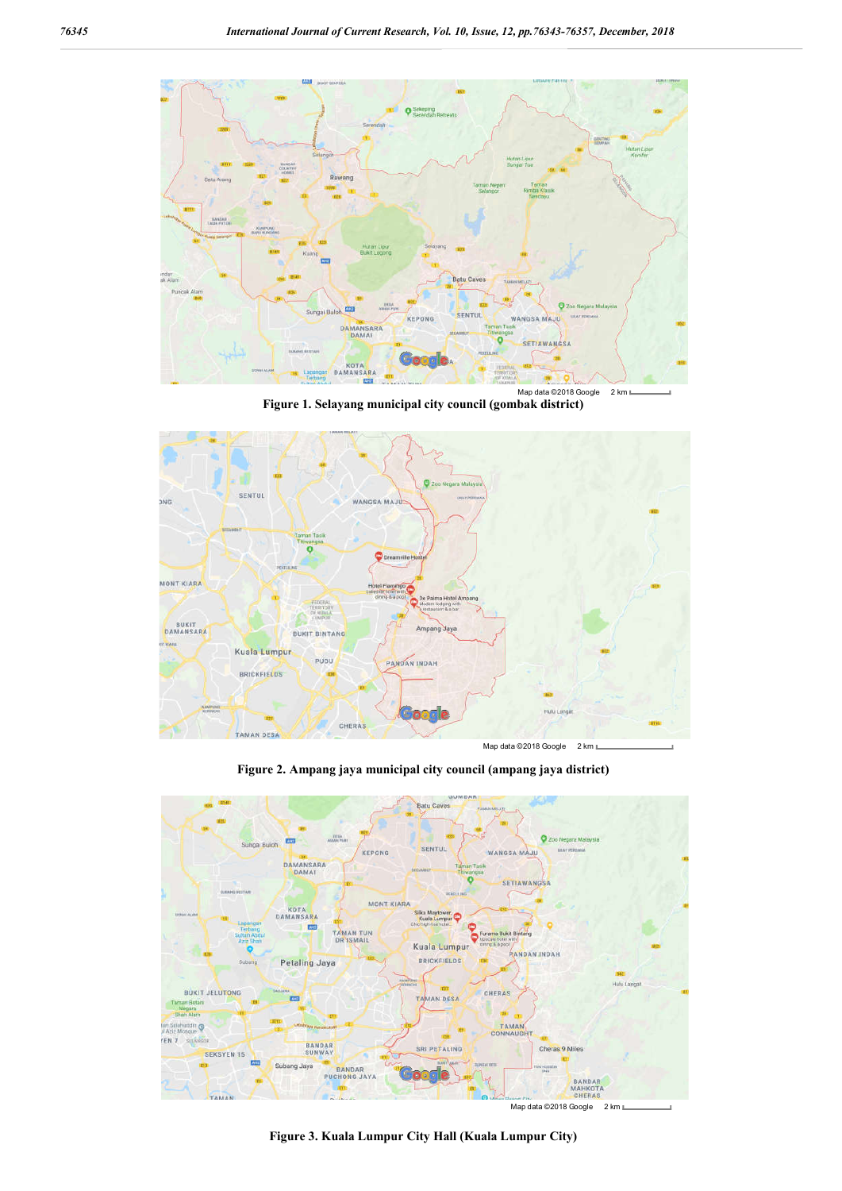Map data ©2018 Google 2 km

**Figure 1. Selayang municipal city council (gombak district)**

Map data ©2018 Google 2 km

**Figure 2. Ampang jaya municipal city council (ampang jaya district)**

Map data ©2018 Google 2 km

**Figure 3. Kuala Lumpur City Hall (Kuala Lumpur City)**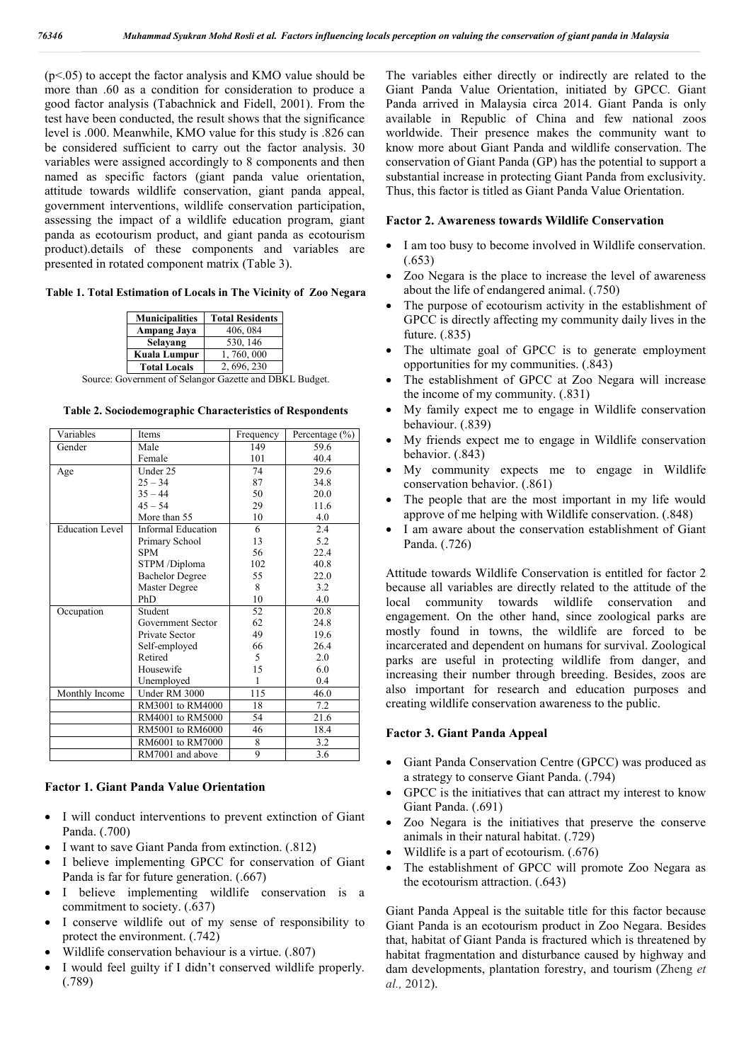($p<.05$) to accept the factor analysis and KMO value should be more than .60 as a condition for consideration to produce a good factor analysis (Tabachnick and Fidell, 2001). From the test have been conducted, the result shows that the significance level is .000. Meanwhile, KMO value for this study is .826 can be considered sufficient to carry out the factor analysis. 30 variables were assigned accordingly to 8 components and then named as specific factors (giant panda value orientation, attitude towards wildlife conservation, giant panda appeal, government interventions, wildlife conservation participation, assessing the impact of a wildlife education program, giant panda as ecotourism product, and giant panda as ecotourism product).details of these components and variables are presented in rotated component matrix (Table 3).

**Table 1. Total Estimation of Locals in The Vicinity of Zoo Negara**

| Municipalities | Total Residents |
|---|---|
| Ampang Jaya | 406, 084 |
| Selayang | 530, 146 |
| Kuala Lumpur | 1, 760, 000 |
| Total Locals | 2, 696, 230 |

Source: Government of Selangor Gazette and DBKL Budget.

**Table 2. Sociodemographic Characteristics of Respondents**

| Variables | Items | Frequency | Percentage (%) |
|---|---|---|---|
| Gender | Male | 149 | 59.6 |
| | Female | 101 | 40.4 |
| Age | Under 25 | 74 | 29.6 |
| | 25 – 34 | 87 | 34.8 |
| | 35 – 44 | 50 | 20.0 |
| | 45 – 54 | 29 | 11.6 |
| | More than 55 | 10 | 4.0 |
| Education Level | Informal Education | 6 | 2.4 |
| | Primary School | 13 | 5.2 |
| | SPM | 56 | 22.4 |
| | STPM /Diploma | 102 | 40.8 |
| | Bachelor Degree | 55 | 22.0 |
| | Master Degree | 8 | 3.2 |
| | PhD | 10 | 4.0 |
| Occupation | Student | 52 | 20.8 |
| | Government Sector | 62 | 24.8 |
| | Private Sector | 49 | 19.6 |
| | Self-employed | 66 | 26.4 |
| | Retired | 5 | 2.0 |
| | Housewife | 15 | 6.0 |
| | Unemployed | 1 | 0.4 |
| Monthly Income | Under RM 3000 | 115 | 46.0 |
| | RM3001 to RM4000 | 18 | 7.2 |
| | RM4001 to RM5000 | 54 | 21.6 |
| | RM5001 to RM6000 | 46 | 18.4 |
| | RM6001 to RM7000 | 8 | 3.2 |
| | RM7001 and above | 9 | 3.6 |

### Factor 1. Giant Panda Value Orientation

- I will conduct interventions to prevent extinction of Giant Panda. (.700)
- I want to save Giant Panda from extinction. (.812)
- I believe implementing GPCC for conservation of Giant Panda is far for future generation. (.667)
- I believe implementing wildlife conservation is a commitment to society. (.637)
- I conserve wildlife out of my sense of responsibility to protect the environment. (.742)
- Wildlife conservation behaviour is a virtue. (.807)
- I would feel guilty if I didn't conserved wildlife properly. (.789)

The variables either directly or indirectly are related to the Giant Panda Value Orientation, initiated by GPCC. Giant Panda arrived in Malaysia circa 2014. Giant Panda is only available in Republic of China and few national zoos worldwide. Their presence makes the community want to know more about Giant Panda and wildlife conservation. The conservation of Giant Panda (GP) has the potential to support a substantial increase in protecting Giant Panda from exclusivity. Thus, this factor is titled as Giant Panda Value Orientation.

### Factor 2. Awareness towards Wildlife Conservation

- I am too busy to become involved in Wildlife conservation. (.653)
- Zoo Negara is the place to increase the level of awareness about the life of endangered animal. (.750)
- The purpose of ecotourism activity in the establishment of GPCC is directly affecting my community daily lives in the future. (.835)
- The ultimate goal of GPCC is to generate employment opportunities for my communities. (.843)
- The establishment of GPCC at Zoo Negara will increase the income of my community. (.831)
- My family expect me to engage in Wildlife conservation behaviour. (.839)
- My friends expect me to engage in Wildlife conservation behavior. (.843)
- My community expects me to engage in Wildlife conservation behavior. (.861)
- The people that are the most important in my life would approve of me helping with Wildlife conservation. (.848)
- I am aware about the conservation establishment of Giant Panda. (.726)

Attitude towards Wildlife Conservation is entitled for factor 2 because all variables are directly related to the attitude of the local community towards wildlife conservation and engagement. On the other hand, since zoological parks are mostly found in towns, the wildlife are forced to be incarcerated and dependent on humans for survival. Zoological parks are useful in protecting wildlife from danger, and increasing their number through breeding. Besides, zoos are also important for research and education purposes and creating wildlife conservation awareness to the public.

### Factor 3. Giant Panda Appeal

- Giant Panda Conservation Centre (GPCC) was produced as a strategy to conserve Giant Panda. (.794)
- GPCC is the initiatives that can attract my interest to know Giant Panda. (.691)
- Zoo Negara is the initiatives that preserve the conserve animals in their natural habitat. (.729)
- Wildlife is a part of ecotourism. (.676)
- The establishment of GPCC will promote Zoo Negara as the ecotourism attraction. (.643)

Giant Panda Appeal is the suitable title for this factor because Giant Panda is an ecotourism product in Zoo Negara. Besides that, habitat of Giant Panda is fractured which is threatened by habitat fragmentation and disturbance caused by highway and dam developments, plantation forestry, and tourism (Zheng *et al.,* 2012).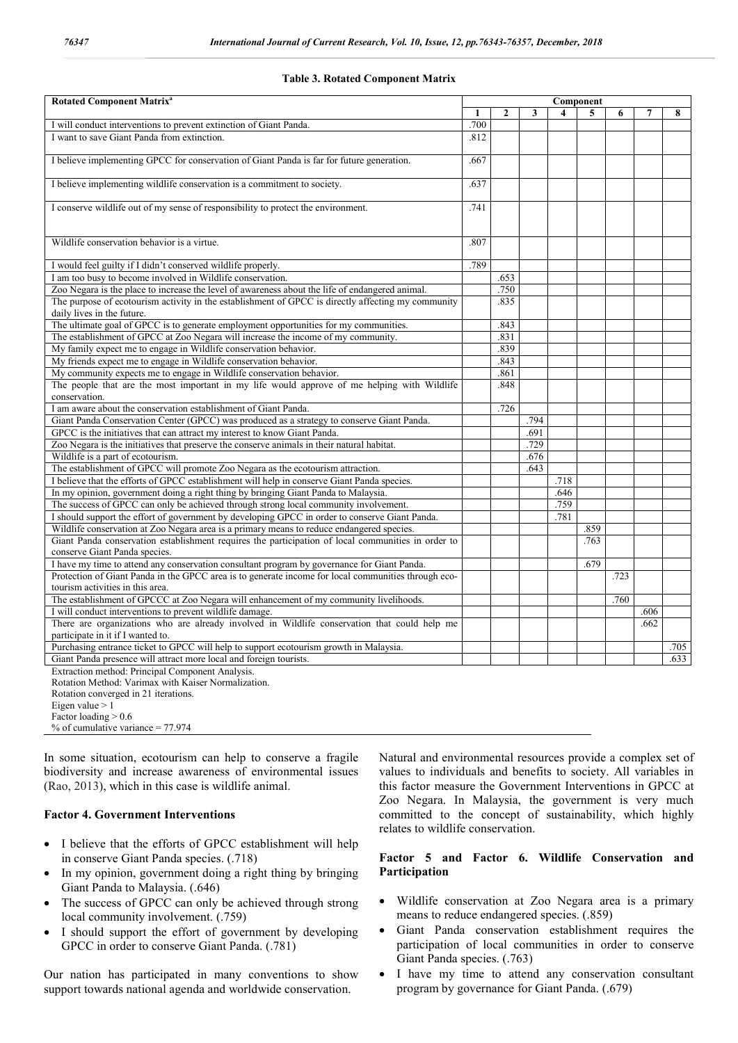**Table 3. Rotated Component Matrix**

| Rotated Component Matrix[a] | Component | | | | | | | |
|---|---|---|---|---|---|---|---|---|
| | 1 | 2 | 3 | 4 | 5 | 6 | 7 | 8 |
| I will conduct interventions to prevent extinction of Giant Panda. | .700 | | | | | | | |
| I want to save Giant Panda from extinction. | .812 | | | | | | | |
| I believe implementing GPCC for conservation of Giant Panda is far for future generation. | .667 | | | | | | | |
| I believe implementing wildlife conservation is a commitment to society. | .637 | | | | | | | |
| I conserve wildlife out of my sense of responsibility to protect the environment. | .741 | | | | | | | |
| Wildlife conservation behavior is a virtue. | .807 | | | | | | | |
| I would feel guilty if I didn't conserved wildlife properly. | .789 | | | | | | | |
| I am too busy to become involved in Wildlife conservation. | | .653 | | | | | | |
| Zoo Negara is the place to increase the level of awareness about the life of endangered animal. | | .750 | | | | | | |
| The purpose of ecotourism activity in the establishment of GPCC is directly affecting my community daily lives in the future. | | .835 | | | | | | |
| The ultimate goal of GPCC is to generate employment opportunities for my communities. | | .843 | | | | | | |
| The establishment of GPCC at Zoo Negara will increase the income of my community. | | .831 | | | | | | |
| My family expect me to engage in Wildlife conservation behavior. | | .839 | | | | | | |
| My friends expect me to engage in Wildlife conservation behavior. | | .843 | | | | | | |
| My community expects me to engage in Wildlife conservation behavior. | | .861 | | | | | | |
| The people that are the most important in my life would approve of me helping with Wildlife conservation. | | .848 | | | | | | |
| I am aware about the conservation establishment of Giant Panda. | | .726 | | | | | | |
| Giant Panda Conservation Center (GPCC) was produced as a strategy to conserve Giant Panda. | | | .794 | | | | | |
| GPCC is the initiatives that can attract my interest to know Giant Panda. | | | .691 | | | | | |
| Zoo Negara is the initiatives that preserve the conserve animals in their natural habitat. | | | .729 | | | | | |
| Wildlife is a part of ecotourism. | | | .676 | | | | | |
| The establishment of GPCC will promote Zoo Negara as the ecotourism attraction. | | | .643 | | | | | |
| I believe that the efforts of GPCC establishment will help in conserve Giant Panda species. | | | | .718 | | | | |
| In my opinion, government doing a right thing by bringing Giant Panda to Malaysia. | | | | .646 | | | | |
| The success of GPCC can only be achieved through strong local community involvement. | | | | .759 | | | | |
| I should support the effort of government by developing GPCC in order to conserve Giant Panda. | | | | .781 | | | | |
| Wildlife conservation at Zoo Negara area is a primary means to reduce endangered species. | | | | | .859 | | | |
| Giant Panda conservation establishment requires the participation of local communities in order to conserve Giant Panda species. | | | | | .763 | | | |
| I have my time to attend any conservation consultant program by governance for Giant Panda. | | | | | .679 | | | |
| Protection of Giant Panda in the GPCC area is to generate income for local communities through eco-tourism activities in this area. | | | | | | .723 | | |
| The establishment of GPCCC at Zoo Negara will enhancement of my community livelihoods. | | | | | | .760 | | |
| I will conduct interventions to prevent wildlife damage. | | | | | | | .606 | |
| There are organizations who are already involved in Wildlife conservation that could help me participate in it if I wanted to. | | | | | | | .662 | |
| Purchasing entrance ticket to GPCC will help to support ecotourism growth in Malaysia. | | | | | | | | .705 |
| Giant Panda presence will attract more local and foreign tourists. | | | | | | | | .633 |

Extraction method: Principal Component Analysis.
Rotation Method: Varimax with Kaiser Normalization.
Rotation converged in 21 iterations.
Eigen value > 1
Factor loading > 0.6
% of cumulative variance = 77.974

In some situation, ecotourism can help to conserve a fragile biodiversity and increase awareness of environmental issues (Rao, 2013), which in this case is wildlife animal.

**Factor 4. Government Interventions**

- I believe that the efforts of GPCC establishment will help in conserve Giant Panda species. (.718)
- In my opinion, government doing a right thing by bringing Giant Panda to Malaysia. (.646)
- The success of GPCC can only be achieved through strong local community involvement. (.759)
- I should support the effort of government by developing GPCC in order to conserve Giant Panda. (.781)

Our nation has participated in many conventions to show support towards national agenda and worldwide conservation. Natural and environmental resources provide a complex set of values to individuals and benefits to society. All variables in this factor measure the Government Interventions in GPCC at Zoo Negara. In Malaysia, the government is very much committed to the concept of sustainability, which highly relates to wildlife conservation.

**Factor 5 and Factor 6. Wildlife Conservation and Participation**

- Wildlife conservation at Zoo Negara area is a primary means to reduce endangered species. (.859)
- Giant Panda conservation establishment requires the participation of local communities in order to conserve Giant Panda species. (.763)
- I have my time to attend any conservation consultant program by governance for Giant Panda. (.679)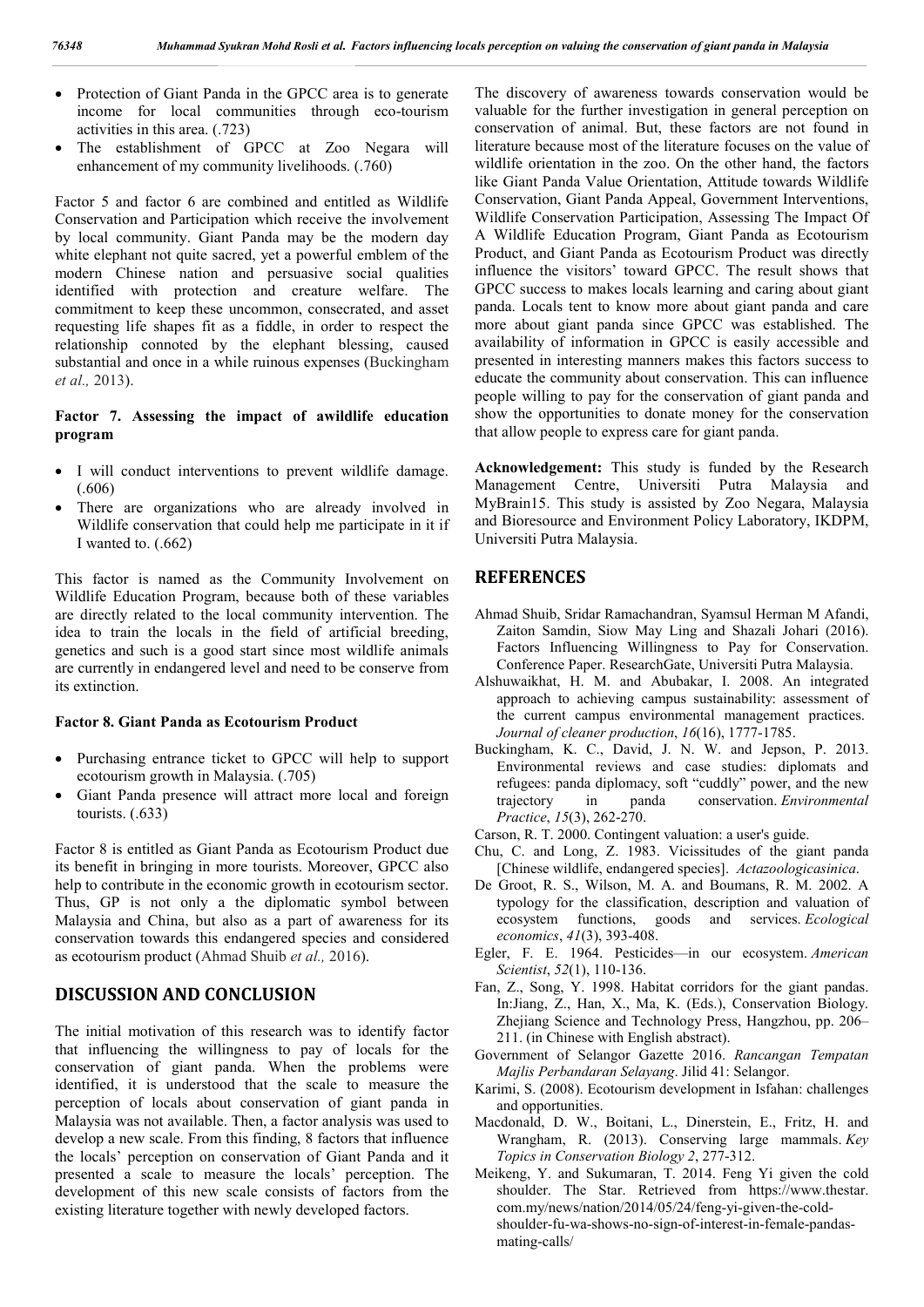- Protection of Giant Panda in the GPCC area is to generate income for local communities through eco-tourism activities in this area. (.723)
- The establishment of GPCC at Zoo Negara will enhancement of my community livelihoods. (.760)

Factor 5 and factor 6 are combined and entitled as Wildlife Conservation and Participation which receive the involvement by local community. Giant Panda may be the modern day white elephant not quite sacred, yet a powerful emblem of the modern Chinese nation and persuasive social qualities identified with protection and creature welfare. The commitment to keep these uncommon, consecrated, and asset requesting life shapes fit as a fiddle, in order to respect the relationship connoted by the elephant blessing, caused substantial and once in a while ruinous expenses (Buckingham *et al.,* 2013).

**Factor 7. Assessing the impact of awildlife education program**

- I will conduct interventions to prevent wildlife damage. (.606)
- There are organizations who are already involved in Wildlife conservation that could help me participate in it if I wanted to. (.662)

This factor is named as the Community Involvement on Wildlife Education Program, because both of these variables are directly related to the local community intervention. The idea to train the locals in the field of artificial breeding, genetics and such is a good start since most wildlife animals are currently in endangered level and need to be conserve from its extinction.

**Factor 8. Giant Panda as Ecotourism Product**

- Purchasing entrance ticket to GPCC will help to support ecotourism growth in Malaysia. (.705)
- Giant Panda presence will attract more local and foreign tourists. (.633)

Factor 8 is entitled as Giant Panda as Ecotourism Product due its benefit in bringing in more tourists. Moreover, GPCC also help to contribute in the economic growth in ecotourism sector. Thus, GP is not only a the diplomatic symbol between Malaysia and China, but also as a part of awareness for its conservation towards this endangered species and considered as ecotourism product (Ahmad Shuib *et al.,* 2016).

## DISCUSSION AND CONCLUSION

The initial motivation of this research was to identify factor that influencing the willingness to pay of locals for the conservation of giant panda. When the problems were identified, it is understood that the scale to measure the perception of locals about conservation of giant panda in Malaysia was not available. Then, a factor analysis was used to develop a new scale. From this finding, 8 factors that influence the locals' perception on conservation of Giant Panda and it presented a scale to measure the locals' perception. The development of this new scale consists of factors from the existing literature together with newly developed factors.

The discovery of awareness towards conservation would be valuable for the further investigation in general perception on conservation of animal. But, these factors are not found in literature because most of the literature focuses on the value of wildlife orientation in the zoo. On the other hand, the factors like Giant Panda Value Orientation, Attitude towards Wildlife Conservation, Giant Panda Appeal, Government Interventions, Wildlife Conservation Participation, Assessing The Impact Of A Wildlife Education Program, Giant Panda as Ecotourism Product, and Giant Panda as Ecotourism Product was directly influence the visitors' toward GPCC. The result shows that GPCC success to makes locals learning and caring about giant panda. Locals tent to know more about giant panda and care more about giant panda since GPCC was established. The availability of information in GPCC is easily accessible and presented in interesting manners makes this factors success to educate the community about conservation. This can influence people willing to pay for the conservation of giant panda and show the opportunities to donate money for the conservation that allow people to express care for giant panda.

**Acknowledgement:** This study is funded by the Research Management Centre, Universiti Putra Malaysia and MyBrain15. This study is assisted by Zoo Negara, Malaysia and Bioresource and Environment Policy Laboratory, IKDPM, Universiti Putra Malaysia.

## REFERENCES

Ahmad Shuib, Sridar Ramachandran, Syamsul Herman M Afandi, Zaiton Samdin, Siow May Ling and Shazali Johari (2016). Factors Influencing Willingness to Pay for Conservation. Conference Paper. ResearchGate, Universiti Putra Malaysia.

Alshuwaikhat, H. M. and Abubakar, I. 2008. An integrated approach to achieving campus sustainability: assessment of the current campus environmental management practices. *Journal of cleaner production*, *16*(16), 1777-1785.

Buckingham, K. C., David, J. N. W. and Jepson, P. 2013. Environmental reviews and case studies: diplomats and refugees: panda diplomacy, soft "cuddly" power, and the new trajectory in panda conservation. *Environmental Practice*, *15*(3), 262-270.

Carson, R. T. 2000. Contingent valuation: a user's guide.

Chu, C. and Long, Z. 1983. Vicissitudes of the giant panda [Chinese wildlife, endangered species]. *Actazoologicasinica*.

De Groot, R. S., Wilson, M. A. and Boumans, R. M. 2002. A typology for the classification, description and valuation of ecosystem functions, goods and services. *Ecological economics*, *41*(3), 393-408.

Egler, F. E. 1964. Pesticides—in our ecosystem. *American Scientist*, *52*(1), 110-136.

Fan, Z., Song, Y. 1998. Habitat corridors for the giant pandas. In:Jiang, Z., Han, X., Ma, K. (Eds.), Conservation Biology. Zhejiang Science and Technology Press, Hangzhou, pp. 206–211. (in Chinese with English abstract).

Government of Selangor Gazette 2016. *Rancangan Tempatan Majlis Perbandaran Selayang*. Jilid 41: Selangor.

Karimi, S. (2008). Ecotourism development in Isfahan: challenges and opportunities.

Macdonald, D. W., Boitani, L., Dinerstein, E., Fritz, H. and Wrangham, R. (2013). Conserving large mammals. *Key Topics in Conservation Biology 2*, 277-312.

Meikeng, Y. and Sukumaran, T. 2014. Feng Yi given the cold shoulder. The Star. Retrieved from https://www.thestar.com.my/news/nation/2014/05/24/feng-yi-given-the-cold-shoulder-fu-wa-shows-no-sign-of-interest-in-female-pandas-mating-calls/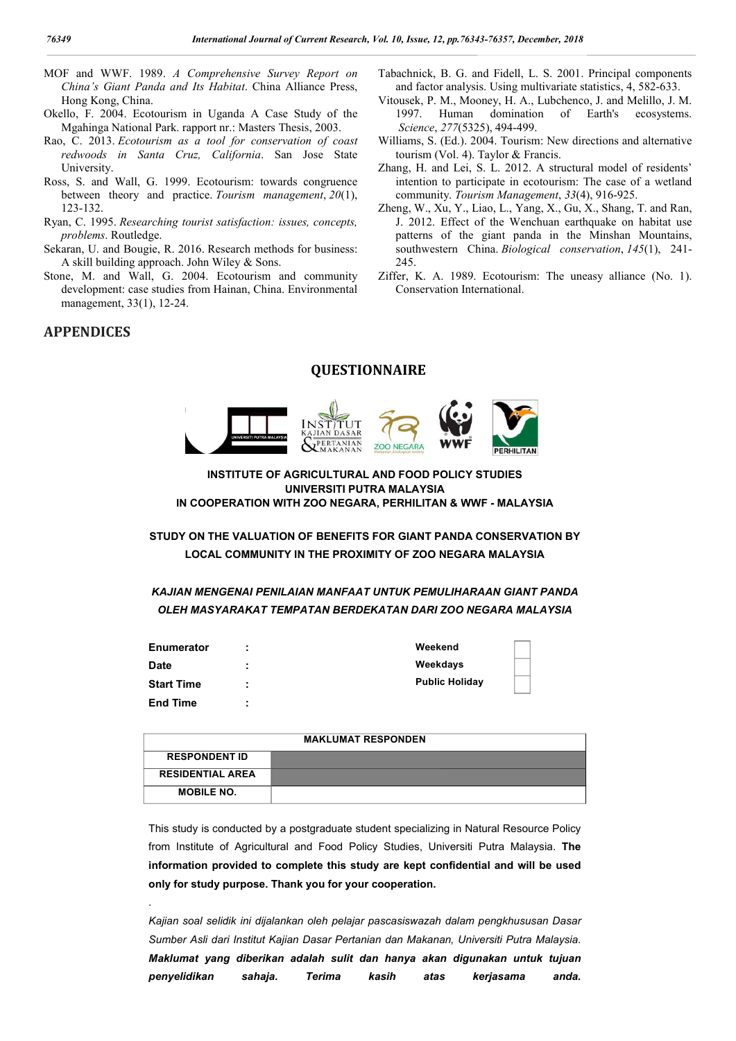MOF and WWF. 1989. *A Comprehensive Survey Report on China's Giant Panda and Its Habitat*. China Alliance Press, Hong Kong, China.

Okello, F. 2004. Ecotourism in Uganda A Case Study of the Mgahinga National Park. rapport nr.: Masters Thesis, 2003.

Rao, C. 2013. *Ecotourism as a tool for conservation of coast redwoods in Santa Cruz, California*. San Jose State University.

Ross, S. and Wall, G. 1999. Ecotourism: towards congruence between theory and practice. *Tourism management*, *20*(1), 123-132.

Ryan, C. 1995. *Researching tourist satisfaction: issues, concepts, problems*. Routledge.

Sekaran, U. and Bougie, R. 2016. Research methods for business: A skill building approach. John Wiley & Sons.

Stone, M. and Wall, G. 2004. Ecotourism and community development: case studies from Hainan, China. Environmental management, 33(1), 12-24.

Tabachnick, B. G. and Fidell, L. S. 2001. Principal components and factor analysis. Using multivariate statistics, 4, 582-633.

Vitousek, P. M., Mooney, H. A., Lubchenco, J. and Melillo, J. M. 1997. Human domination of Earth's ecosystems. *Science*, *277*(5325), 494-499.

Williams, S. (Ed.). 2004. Tourism: New directions and alternative tourism (Vol. 4). Taylor & Francis.

Zhang, H. and Lei, S. L. 2012. A structural model of residents' intention to participate in ecotourism: The case of a wetland community. *Tourism Management*, *33*(4), 916-925.

Zheng, W., Xu, Y., Liao, L., Yang, X., Gu, X., Shang, T. and Ran, J. 2012. Effect of the Wenchuan earthquake on habitat use patterns of the giant panda in the Minshan Mountains, southwestern China. *Biological conservation*, *145*(1), 241-245.

Ziffer, K. A. 1989. Ecotourism: The uneasy alliance (No. 1). Conservation International.

# APPENDICES

## QUESTIONNAIRE

**INSTITUTE OF AGRICULTURAL AND FOOD POLICY STUDIES**
**UNIVERSITI PUTRA MALAYSIA**
**IN COOPERATION WITH ZOO NEGARA, PERHILITAN & WWF - MALAYSIA**

**STUDY ON THE VALUATION OF BENEFITS FOR GIANT PANDA CONSERVATION BY LOCAL COMMUNITY IN THE PROXIMITY OF ZOO NEGARA MALAYSIA**

***KAJIAN MENGENAI PENILAIAN MANFAAT UNTUK PEMULIHARAAN GIANT PANDA OLEH MASYARAKAT TEMPATAN BERDEKATAN DARI ZOO NEGARA MALAYSIA***

| | | | |
|---|---|---|---|
| **Enumerator** | : | **Weekend** | ☐ |
| **Date** | : | **Weekdays** | ☐ |
| **Start Time** | : | **Public Holiday** | ☐ |
| **End Time** | : | | |

| MAKLUMAT RESPONDEN | |
|---|---|
| RESPONDENT ID | |
| RESIDENTIAL AREA | |
| MOBILE NO. | |

This study is conducted by a postgraduate student specializing in Natural Resource Policy from Institute of Agricultural and Food Policy Studies, Universiti Putra Malaysia. **The information provided to complete this study are kept confidential and will be used only for study purpose. Thank you for your cooperation.**

*Kajian soal selidik ini dijalankan oleh pelajar pascasiswazah dalam pengkhususan Dasar Sumber Asli dari Institut Kajian Dasar Pertanian dan Makanan, Universiti Putra Malaysia.* ***Maklumat yang diberikan adalah sulit dan hanya akan digunakan untuk tujuan penyelidikan sahaja. Terima kasih atas kerjasama anda.***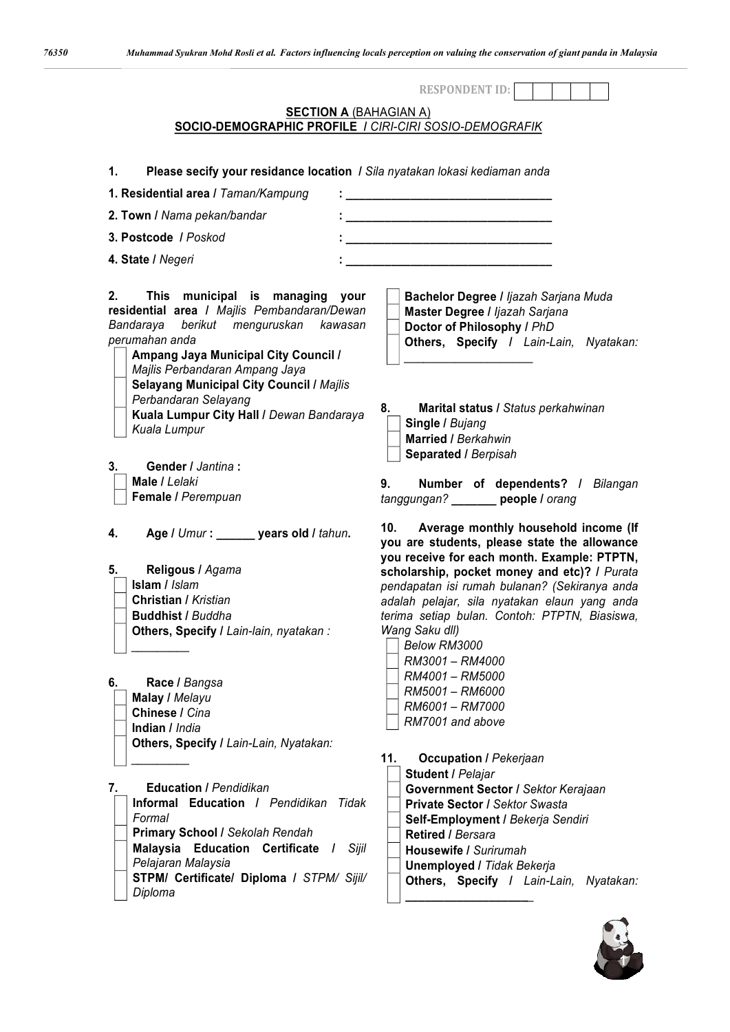RESPONDENT ID:

**SECTION A** (BAHAGIAN A)
**SOCIO-DEMOGRAPHIC PROFILE** */ CIRI-CIRI SOSIO-DEMOGRAFIK*

**1. Please secify your residance location** / *Sila nyatakan lokasi kediaman anda*

**1. Residential area /** *Taman/Kampung* : ________________________________

**2. Town /** *Nama pekan/bandar* : ________________________________

**3. Postcode /** *Poskod* : ________________________________

**4. State /** *Negeri* : ________________________________

**2. This municipal is managing your residential area /** *Majlis Pembandaran/Dewan Bandaraya berikut menguruskan kawasan perumahan anda*

- [ ] **Ampang Jaya Municipal City Council /** *Majlis Perbandaran Ampang Jaya*
- [ ] **Selayang Municipal City Council /** *Majlis Perbandaran Selayang*
- [ ] **Kuala Lumpur City Hall /** *Dewan Bandaraya Kuala Lumpur*

**3. Gender /** *Jantina* **:**

- [ ] **Male /** *Lelaki*
- [ ] **Female /** *Perempuan*

**4. Age /** *Umur* **: ______ years old /** *tahun*.

**5. Religous /** *Agama*

- [ ] **Islam /** *Islam*
- [ ] **Christian /** *Kristian*
- [ ] **Buddhist /** *Buddha*
- [ ] **Others, Specify /** *Lain-lain, nyatakan :* _________

**6. Race /** *Bangsa*

- [ ] **Malay /** *Melayu*
- [ ] **Chinese /** *Cina*
- [ ] **Indian /** *India*
- [ ] **Others, Specify /** *Lain-Lain, Nyatakan:* _________

**7. Education /** *Pendidikan*

- [ ] **Informal Education /** *Pendidikan Tidak Formal*
- [ ] **Primary School /** *Sekolah Rendah*
- [ ] **Malaysia Education Certificate /** *Sijil Pelajaran Malaysia*
- [ ] **STPM/ Certificate/ Diploma /** *STPM/ Sijil/ Diploma*
- [ ] **Bachelor Degree /** *Ijazah Sarjana Muda*
- [ ] **Master Degree /** *Ijazah Sarjana*
- [ ] **Doctor of Philosophy /** *PhD*
- [ ] **Others, Specify /** *Lain-Lain, Nyatakan:* ____________________

**8. Marital status /** *Status perkahwinan*

- [ ] **Single /** *Bujang*
- [ ] **Married /** *Berkahwin*
- [ ] **Separated /** *Berpisah*

**9. Number of dependents? /** *Bilangan tanggungan?* **_______ people /** *orang*

**10. Average monthly household income (If you are students, please state the allowance you receive for each month. Example: PTPTN, scholarship, pocket money and etc)? /** *Purata pendapatan isi rumah bulanan? (Sekiranya anda adalah pelajar, sila nyatakan elaun yang anda terima setiap bulan. Contoh: PTPTN, Biasiswa, Wang Saku dll)*

- [ ] *Below RM3000*
- [ ] *RM3001 – RM4000*
- [ ] *RM4001 – RM5000*
- [ ] *RM5001 – RM6000*
- [ ] *RM6001 – RM7000*
- [ ] *RM7001 and above*

**11. Occupation /** *Pekerjaan*

- [ ] **Student /** *Pelajar*
- [ ] **Government Sector /** *Sektor Kerajaan*
- [ ] **Private Sector /** *Sektor Swasta*
- [ ] **Self-Employment /** *Bekerja Sendiri*
- [ ] **Retired /** *Bersara*
- [ ] **Housewife /** *Surirumah*
- [ ] **Unemployed /** *Tidak Bekerja*
- [ ] **Others, Specify /** *Lain-Lain, Nyatakan:* ____________________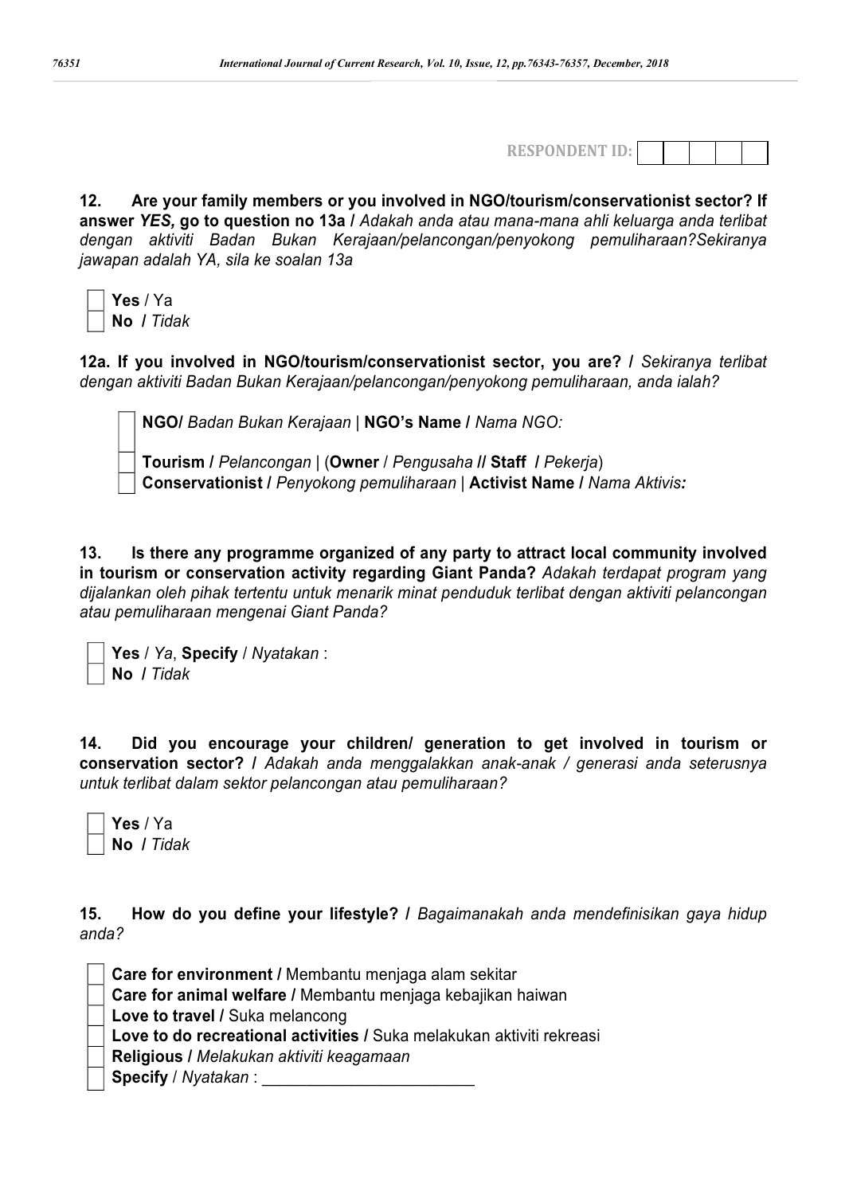RESPONDENT ID: | | | | | |

**12. Are your family members or you involved in NGO/tourism/conservationist sector? If answer *YES,* go to question no 13a /** *Adakah anda atau mana-mana ahli keluarga anda terlibat dengan aktiviti Badan Bukan Kerajaan/pelancongan/penyokong pemuliharaan?Sekiranya jawapan adalah YA, sila ke soalan 13a*

- [ ] **Yes** / Ya
- [ ] **No /** *Tidak*

**12a. If you involved in NGO/tourism/conservationist sector, you are? /** *Sekiranya terlibat dengan aktiviti Badan Bukan Kerajaan/pelancongan/penyokong pemuliharaan, anda ialah?*

- [ ] **NGO/** *Badan Bukan Kerajaan* | **NGO's Name /** *Nama NGO:*
- [ ] **Tourism /** *Pelancongan* | (**Owner** / *Pengusaha* **// Staff /** *Pekerja*)
- [ ] **Conservationist /** *Penyokong pemuliharaan* | **Activist Name /** *Nama Aktivis:*

**13. Is there any programme organized of any party to attract local community involved in tourism or conservation activity regarding Giant Panda?** *Adakah terdapat program yang dijalankan oleh pihak tertentu untuk menarik minat penduduk terlibat dengan aktiviti pelancongan atau pemuliharaan mengenai Giant Panda?*

- [ ] **Yes** / *Ya*, **Specify** / *Nyatakan* :
- [ ] **No /** *Tidak*

**14. Did you encourage your children/ generation to get involved in tourism or conservation sector? /** *Adakah anda menggalakkan anak-anak / generasi anda seterusnya untuk terlibat dalam sektor pelancongan atau pemuliharaan?*

- [ ] **Yes** / Ya
- [ ] **No /** *Tidak*

**15. How do you define your lifestyle? /** *Bagaimanakah anda mendefinisikan gaya hidup anda?*

- [ ] **Care for environment /** Membantu menjaga alam sekitar
- [ ] **Care for animal welfare /** Membantu menjaga kebajikan haiwan
- [ ] **Love to travel /** Suka melancong
- [ ] **Love to do recreational activities /** Suka melakukan aktiviti rekreasi
- [ ] **Religious /** *Melakukan aktiviti keagamaan*
- [ ] **Specify** / *Nyatakan* : ________________________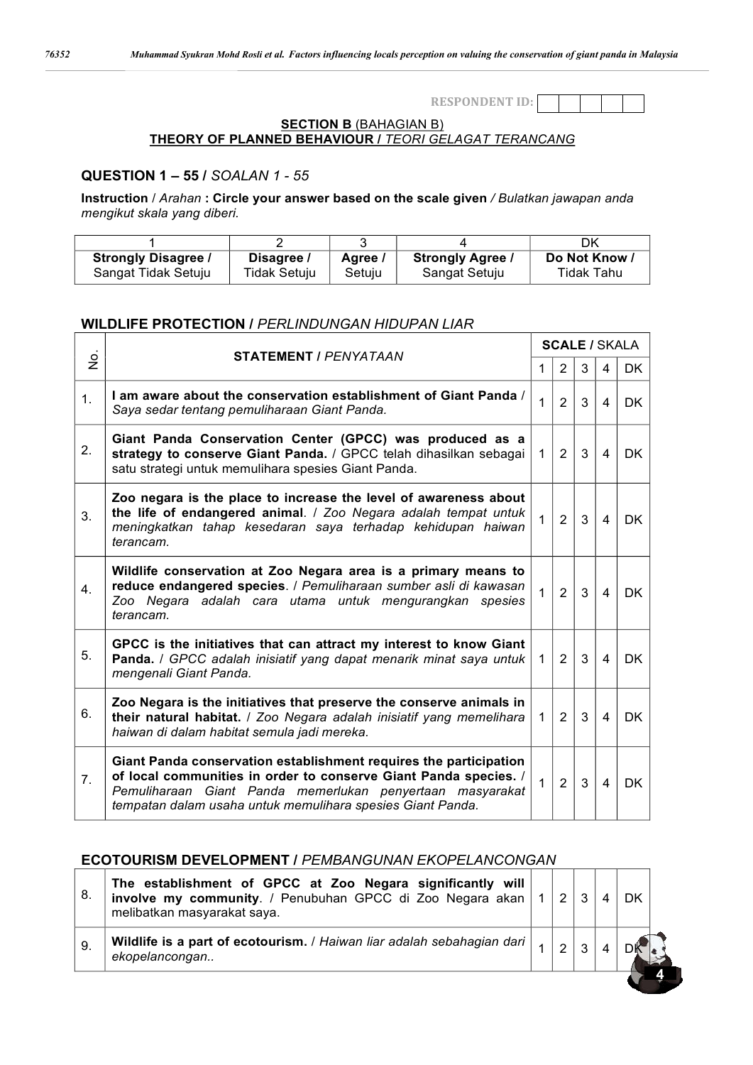RESPONDENT ID: | | | | | |

**SECTION B** (BAHAGIAN B)
**THEORY OF PLANNED BEHAVIOUR /** ***TEORI GELAGAT TERANCANG***

### QUESTION 1 – 55 / *SOALAN 1 - 55*

**Instruction** / *Arahan* **: Circle your answer based on the scale given** */ Bulatkan jawapan anda mengikut skala yang diberi.*

| 1 | 2 | 3 | 4 | DK |
|---|---|---|---|---|
| **Strongly Disagree /** Sangat Tidak Setuju | **Disagree /** Tidak Setuju | **Agree /** Setuju | **Strongly Agree /** Sangat Setuju | **Do Not Know /** Tidak Tahu |

### WILDLIFE PROTECTION / *PERLINDUNGAN HIDUPAN LIAR*

| No. | STATEMENT / *PENYATAAN* | SCALE / SKALA | | | | |
|---|---|---|---|---|---|---|
| | | 1 | 2 | 3 | 4 | DK |
| 1. | **I am aware about the conservation establishment of Giant Panda** / *Saya sedar tentang pemuliharaan Giant Panda.* | 1 | 2 | 3 | 4 | DK |
| 2. | **Giant Panda Conservation Center (GPCC) was produced as a strategy to conserve Giant Panda.** / GPCC telah dihasilkan sebagai satu strategi untuk memulihara spesies Giant Panda. | 1 | 2 | 3 | 4 | DK |
| 3. | **Zoo negara is the place to increase the level of awareness about the life of endangered animal**. / *Zoo Negara adalah tempat untuk meningkatkan tahap kesedaran saya terhadap kehidupan haiwan terancam.* | 1 | 2 | 3 | 4 | DK |
| 4. | **Wildlife conservation at Zoo Negara area is a primary means to reduce endangered species**. / *Pemuliharaan sumber asli di kawasan Zoo Negara adalah cara utama untuk mengurangkan spesies terancam.* | 1 | 2 | 3 | 4 | DK |
| 5. | **GPCC is the initiatives that can attract my interest to know Giant Panda.** / *GPCC adalah inisiatif yang dapat menarik minat saya untuk mengenali Giant Panda.* | 1 | 2 | 3 | 4 | DK |
| 6. | **Zoo Negara is the initiatives that preserve the conserve animals in their natural habitat.** / *Zoo Negara adalah inisiatif yang memelihara haiwan di dalam habitat semula jadi mereka.* | 1 | 2 | 3 | 4 | DK |
| 7. | **Giant Panda conservation establishment requires the participation of local communities in order to conserve Giant Panda species.** / *Pemuliharaan Giant Panda memerlukan penyertaan masyarakat tempatan dalam usaha untuk memulihara spesies Giant Panda.* | 1 | 2 | 3 | 4 | DK |

### ECOTOURISM DEVELOPMENT / *PEMBANGUNAN EKOPELANCONGAN*

| | | | | | | |
|---|---|---|---|---|---|---|
| 8. | **The establishment of GPCC at Zoo Negara significantly will involve my community**. / Penubuhan GPCC di Zoo Negara akan melibatkan masyarakat saya. | 1 | 2 | 3 | 4 | DK |
| 9. | **Wildlife is a part of ecotourism.** / *Haiwan liar adalah sebahagian dari ekopelancongan..* | 1 | 2 | 3 | 4 | DK |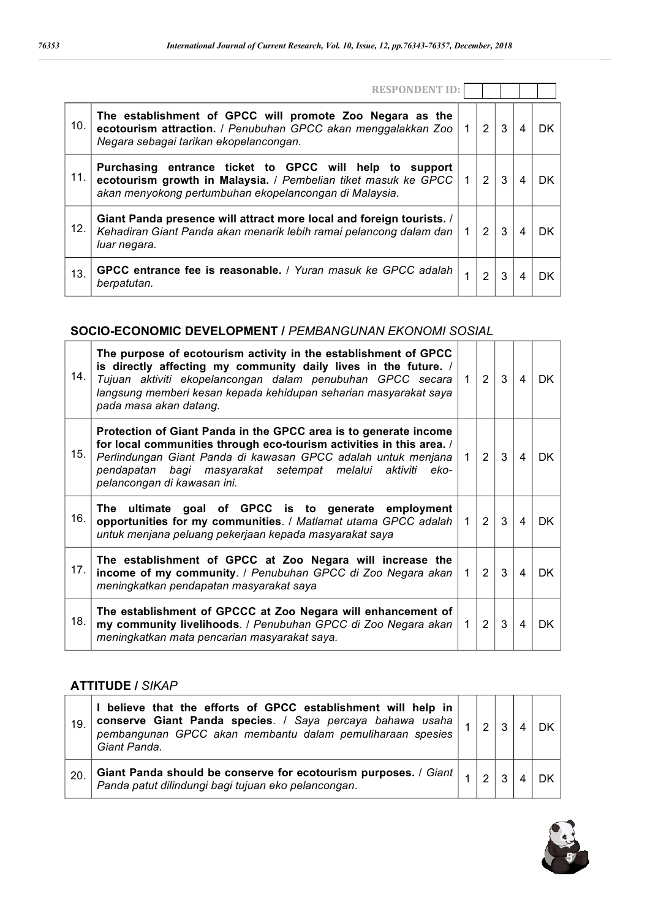RESPONDENT ID:

| | | | | | | |
|---|---|---|---|---|---|---|
| 10. | **The establishment of GPCC will promote Zoo Negara as the ecotourism attraction.** / *Penubuhan GPCC akan menggalakkan Zoo Negara sebagai tarikan ekopelancongan.* | 1 | 2 | 3 | 4 | DK |
| 11. | **Purchasing entrance ticket to GPCC will help to support ecotourism growth in Malaysia.** / *Pembelian tiket masuk ke GPCC akan menyokong pertumbuhan ekopelancongan di Malaysia.* | 1 | 2 | 3 | 4 | DK |
| 12. | **Giant Panda presence will attract more local and foreign tourists.** / *Kehadiran Giant Panda akan menarik lebih ramai pelancong dalam dan luar negara.* | 1 | 2 | 3 | 4 | DK |
| 13. | **GPCC entrance fee is reasonable.** / *Yuran masuk ke GPCC adalah berpatutan.* | 1 | 2 | 3 | 4 | DK |

## SOCIO-ECONOMIC DEVELOPMENT / *PEMBANGUNAN EKONOMI SOSIAL*

| | | | | | | |
|---|---|---|---|---|---|---|
| 14. | **The purpose of ecotourism activity in the establishment of GPCC is directly affecting my community daily lives in the future.** / *Tujuan aktiviti ekopelancongan dalam penubuhan GPCC secara langsung memberi kesan kepada kehidupan seharian masyarakat saya pada masa akan datang.* | 1 | 2 | 3 | 4 | DK |
| 15. | **Protection of Giant Panda in the GPCC area is to generate income for local communities through eco-tourism activities in this area.** / *Perlindungan Giant Panda di kawasan GPCC adalah untuk menjana pendapatan bagi masyarakat setempat melalui aktiviti eko-pelancongan di kawasan ini.* | 1 | 2 | 3 | 4 | DK |
| 16. | **The ultimate goal of GPCC is to generate employment opportunities for my communities**. / *Matlamat utama GPCC adalah untuk menjana peluang pekerjaan kepada masyarakat saya* | 1 | 2 | 3 | 4 | DK |
| 17. | **The establishment of GPCC at Zoo Negara will increase the income of my community**. / *Penubuhan GPCC di Zoo Negara akan meningkatkan pendapatan masyarakat saya* | 1 | 2 | 3 | 4 | DK |
| 18. | **The establishment of GPCCC at Zoo Negara will enhancement of my community livelihoods**. / *Penubuhan GPCC di Zoo Negara akan meningkatkan mata pencarian masyarakat saya.* | 1 | 2 | 3 | 4 | DK |

## ATTITUDE / *SIKAP*

| | | | | | | |
|---|---|---|---|---|---|---|
| 19. | **I believe that the efforts of GPCC establishment will help in conserve Giant Panda species**. / *Saya percaya bahawa usaha pembangunan GPCC akan membantu dalam pemuliharaan spesies Giant Panda.* | 1 | 2 | 3 | 4 | DK |
| 20. | **Giant Panda should be conserve for ecotourism purposes.** / *Giant Panda patut dilindungi bagi tujuan eko pelancongan*. | 1 | 2 | 3 | 4 | DK |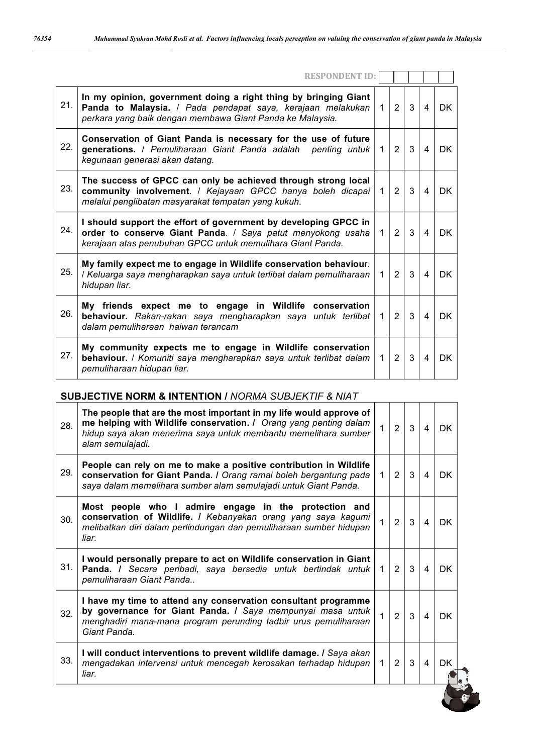RESPONDENT ID: | | | | | |

| | | | | | | |
|---|---|---|---|---|---|---|
| 21. | **In my opinion, government doing a right thing by bringing Giant Panda to Malaysia.** / *Pada pendapat saya, kerajaan melakukan perkara yang baik dengan membawa Giant Panda ke Malaysia.* | 1 | 2 | 3 | 4 | DK |
| 22. | **Conservation of Giant Panda is necessary for the use of future generations.** / *Pemuliharaan Giant Panda adalah penting untuk kegunaan generasi akan datang.* | 1 | 2 | 3 | 4 | DK |
| 23. | **The success of GPCC can only be achieved through strong local community involvement**. / *Kejayaan GPCC hanya boleh dicapai melalui penglibatan masyarakat tempatan yang kukuh.* | 1 | 2 | 3 | 4 | DK |
| 24. | **I should support the effort of government by developing GPCC in order to conserve Giant Panda**. / *Saya patut menyokong usaha kerajaan atas penubuhan GPCC untuk memulihara Giant Panda.* | 1 | 2 | 3 | 4 | DK |
| 25. | **My family expect me to engage in Wildlife conservation behaviour**. / *Keluarga saya mengharapkan saya untuk terlibat dalam pemuliharaan hidupan liar.* | 1 | 2 | 3 | 4 | DK |
| 26. | **My friends expect me to engage in Wildlife conservation behaviour.** *Rakan-rakan saya mengharapkan saya untuk terlibat dalam pemuliharaan haiwan terancam* | 1 | 2 | 3 | 4 | DK |
| 27. | **My community expects me to engage in Wildlife conservation behaviour.** / *Komuniti saya mengharapkan saya untuk terlibat dalam pemuliharaan hidupan liar.* | 1 | 2 | 3 | 4 | DK |

**SUBJECTIVE NORM & INTENTION /** *NORMA SUBJEKTIF & NIAT*

| | | | | | | |
|---|---|---|---|---|---|---|
| 28. | **The people that are the most important in my life would approve of me helping with Wildlife conservation. /** *Orang yang penting dalam hidup saya akan menerima saya untuk membantu memelihara sumber alam semulajadi.* | 1 | 2 | 3 | 4 | DK |
| 29. | **People can rely on me to make a positive contribution in Wildlife conservation for Giant Panda. /** *Orang ramai boleh bergantung pada saya dalam memelihara sumber alam semulajadi untuk Giant Panda.* | 1 | 2 | 3 | 4 | DK |
| 30. | **Most people who I admire engage in the protection and conservation of Wildlife. /** *Kebanyakan orang yang saya kagumi melibatkan diri dalam perlindungan dan pemuliharaan sumber hidupan liar.* | 1 | 2 | 3 | 4 | DK |
| 31. | **I would personally prepare to act on Wildlife conservation in Giant Panda. /** *Secara peribadi, saya bersedia untuk bertindak untuk pemuliharaan Giant Panda..* | 1 | 2 | 3 | 4 | DK |
| 32. | **I have my time to attend any conservation consultant programme by governance for Giant Panda. /** *Saya mempunyai masa untuk menghadiri mana-mana program perunding tadbir urus pemuliharaan Giant Panda.* | 1 | 2 | 3 | 4 | DK |
| 33. | **I will conduct interventions to prevent wildlife damage. /** *Saya akan mengadakan intervensi untuk mencegah kerosakan terhadap hidupan liar.* | 1 | 2 | 3 | 4 | DK |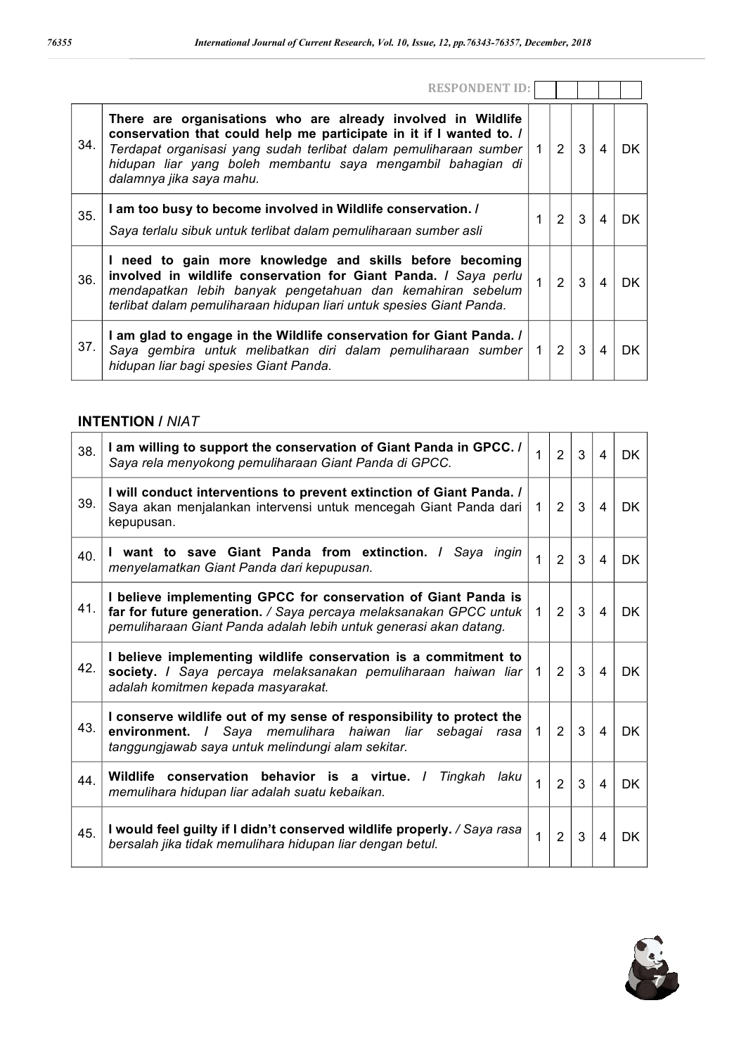RESPONDENT ID:

| | | | | | | |
|---|---|---|---|---|---|---|
| 34. | **There are organisations who are already involved in Wildlife conservation that could help me participate in it if I wanted to. /** *Terdapat organisasi yang sudah terlibat dalam pemuliharaan sumber hidupan liar yang boleh membantu saya mengambil bahagian di dalamnya jika saya mahu.* | 1 | 2 | 3 | 4 | DK |
| 35. | **I am too busy to become involved in Wildlife conservation. /** *Saya terlalu sibuk untuk terlibat dalam pemuliharaan sumber asli* | 1 | 2 | 3 | 4 | DK |
| 36. | **I need to gain more knowledge and skills before becoming involved in wildlife conservation for Giant Panda. /** *Saya perlu mendapatkan lebih banyak pengetahuan dan kemahiran sebelum terlibat dalam pemuliharaan hidupan liari untuk spesies Giant Panda.* | 1 | 2 | 3 | 4 | DK |
| 37. | **I am glad to engage in the Wildlife conservation for Giant Panda. /** *Saya gembira untuk melibatkan diri dalam pemuliharaan sumber hidupan liar bagi spesies Giant Panda.* | 1 | 2 | 3 | 4 | DK |

## INTENTION / *NIAT*

| | | | | | | |
|---|---|---|---|---|---|---|
| 38. | **I am willing to support the conservation of Giant Panda in GPCC. /** *Saya rela menyokong pemuliharaan Giant Panda di GPCC.* | 1 | 2 | 3 | 4 | DK |
| 39. | **I will conduct interventions to prevent extinction of Giant Panda. /** Saya akan menjalankan intervensi untuk mencegah Giant Panda dari kepupusan. | 1 | 2 | 3 | 4 | DK |
| 40. | **I want to save Giant Panda from extinction.** / *Saya ingin menyelamatkan Giant Panda dari kepupusan.* | 1 | 2 | 3 | 4 | DK |
| 41. | **I believe implementing GPCC for conservation of Giant Panda is far for future generation.** / *Saya percaya melaksanakan GPCC untuk pemuliharaan Giant Panda adalah lebih untuk generasi akan datang.* | 1 | 2 | 3 | 4 | DK |
| 42. | **I believe implementing wildlife conservation is a commitment to society.** / *Saya percaya melaksanakan pemuliharaan haiwan liar adalah komitmen kepada masyarakat.* | 1 | 2 | 3 | 4 | DK |
| 43. | **I conserve wildlife out of my sense of responsibility to protect the environment.** / *Saya memulihara haiwan liar sebagai rasa tanggungjawab saya untuk melindungi alam sekitar.* | 1 | 2 | 3 | 4 | DK |
| 44. | **Wildlife conservation behavior is a virtue.** / *Tingkah laku memulihara hidupan liar adalah suatu kebaikan.* | 1 | 2 | 3 | 4 | DK |
| 45. | **I would feel guilty if I didn't conserved wildlife properly.** / *Saya rasa bersalah jika tidak memulihara hidupan liar dengan betul.* | 1 | 2 | 3 | 4 | DK |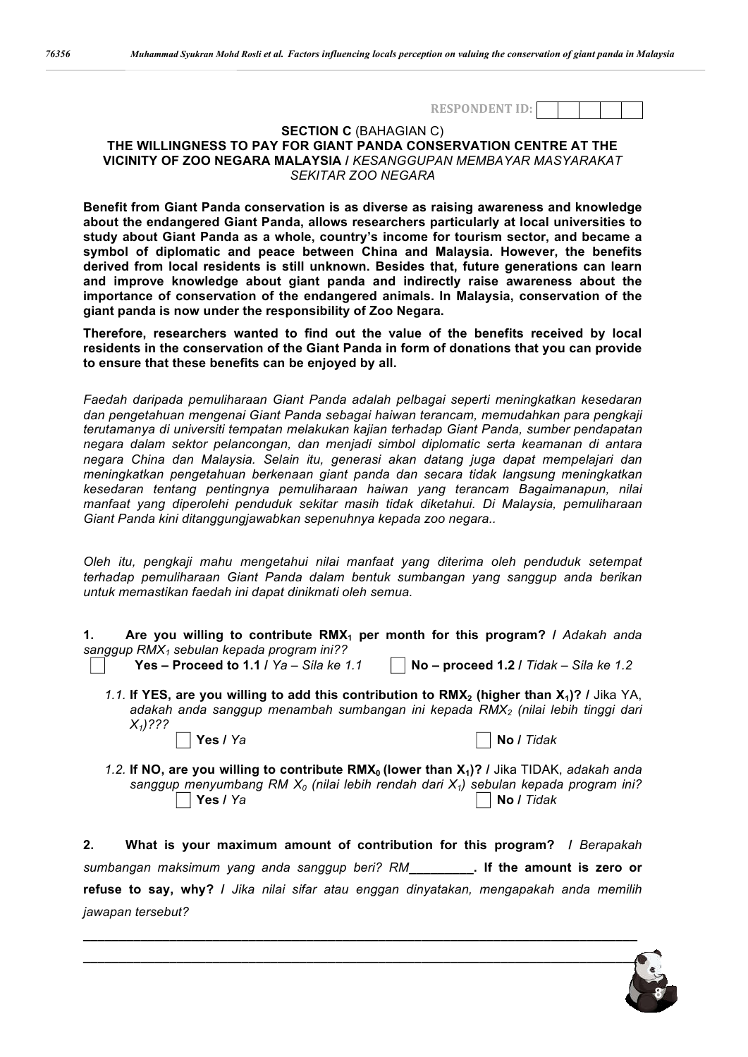RESPONDENT ID: | | | | | |

**SECTION C** (BAHAGIAN C)

**THE WILLINGNESS TO PAY FOR GIANT PANDA CONSERVATION CENTRE AT THE VICINITY OF ZOO NEGARA MALAYSIA** / *KESANGGUPAN MEMBAYAR MASYARAKAT SEKITAR ZOO NEGARA*

**Benefit from Giant Panda conservation is as diverse as raising awareness and knowledge about the endangered Giant Panda, allows researchers particularly at local universities to study about Giant Panda as a whole, country's income for tourism sector, and became a symbol of diplomatic and peace between China and Malaysia. However, the benefits derived from local residents is still unknown. Besides that, future generations can learn and improve knowledge about giant panda and indirectly raise awareness about the importance of conservation of the endangered animals. In Malaysia, conservation of the giant panda is now under the responsibility of Zoo Negara.**

**Therefore, researchers wanted to find out the value of the benefits received by local residents in the conservation of the Giant Panda in form of donations that you can provide to ensure that these benefits can be enjoyed by all.**

*Faedah daripada pemuliharaan Giant Panda adalah pelbagai seperti meningkatkan kesedaran dan pengetahuan mengenai Giant Panda sebagai haiwan terancam, memudahkan para pengkaji terutamanya di universiti tempatan melakukan kajian terhadap Giant Panda, sumber pendapatan negara dalam sektor pelancongan, dan menjadi simbol diplomatic serta keamanan di antara negara China dan Malaysia. Selain itu, generasi akan datang juga dapat mempelajari dan meningkatkan pengetahuan berkenaan giant panda dan secara tidak langsung meningkatkan kesedaran tentang pentingnya pemuliharaan haiwan yang terancam Bagaimanapun, nilai manfaat yang diperolehi penduduk sekitar masih tidak diketahui. Di Malaysia, pemuliharaan Giant Panda kini ditanggungjawabkan sepenuhnya kepada zoo negara..*

*Oleh itu, pengkaji mahu mengetahui nilai manfaat yang diterima oleh penduduk setempat terhadap pemuliharaan Giant Panda dalam bentuk sumbangan yang sanggup anda berikan untuk memastikan faedah ini dapat dinikmati oleh semua.*

**1. Are you willing to contribute RM$X_1$ per month for this program?** / *Adakah anda sanggup RM$X_1$ sebulan kepada program ini??*

☐ **Yes – Proceed to 1.1** / *Ya – Sila ke 1.1* ☐ **No – proceed 1.2** / *Tidak – Sila ke 1.2*

*1.1.* **If YES, are you willing to add this contribution to RM$X_2$ (higher than $X_1$)?** / Jika YA, *adakah anda sanggup menambah sumbangan ini kepada RM$X_2$ (nilai lebih tinggi dari $X_1$)???*

☐ **Yes** / *Ya* ☐ **No** / *Tidak*

*1.2.* **If NO, are you willing to contribute RM$X_0$ (lower than $X_1$)?** / Jika TIDAK, *adakah anda sanggup menyumbang RM $X_0$ (nilai lebih rendah dari $X_1$) sebulan kepada program ini?*

☐ **Yes** / *Ya* ☐ **No** / *Tidak*

**2. What is your maximum amount of contribution for this program?** / *Berapakah sumbangan maksimum yang anda sanggup beri?* RM_________. **If the amount is zero or refuse to say, why?** / *Jika nilai sifar atau enggan dinyatakan, mengapakah anda memilih jawapan tersebut?*

_______________________________________________________________________________

_______________________________________________________________________________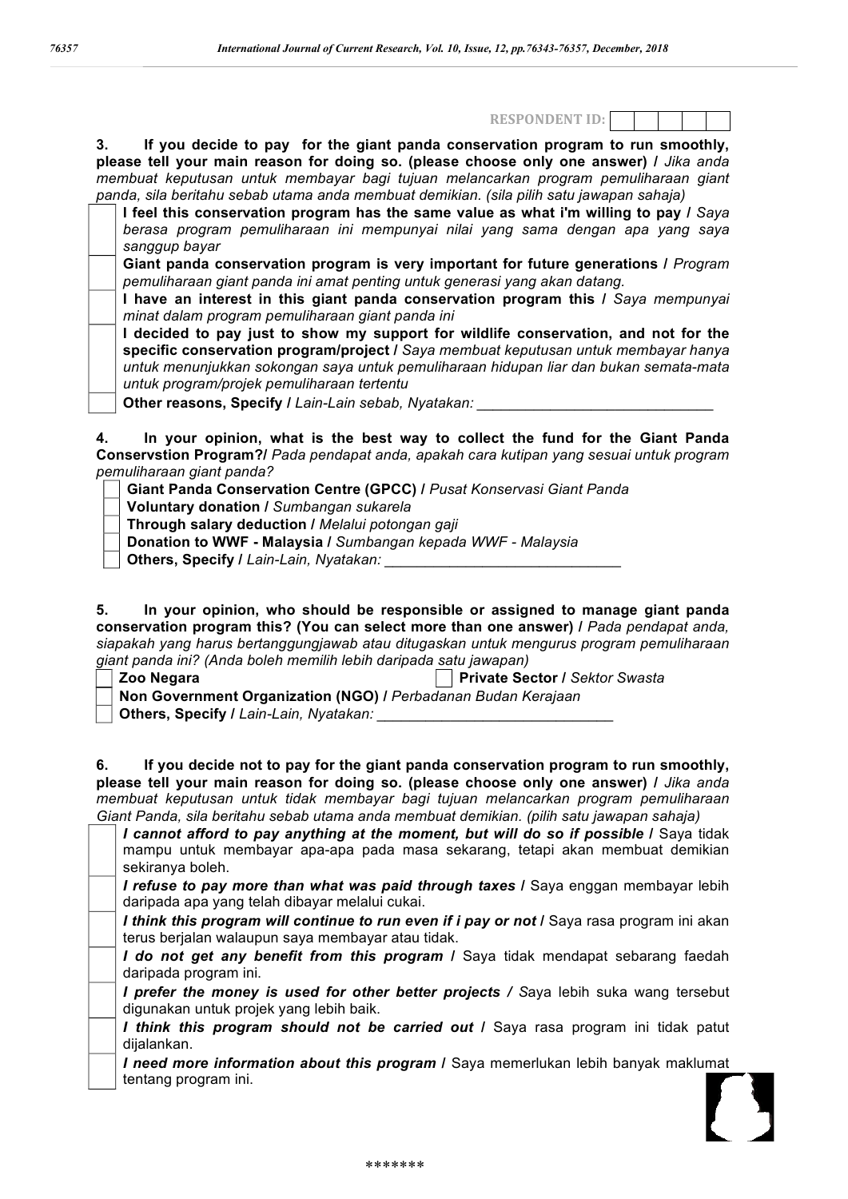RESPONDENT ID: | | | | | |

**3. If you decide to pay for the giant panda conservation program to run smoothly, please tell your main reason for doing so. (please choose only one answer) /** *Jika anda membuat keputusan untuk membayar bagi tujuan melancarkan program pemuliharaan giant panda, sila beritahu sebab utama anda membuat demikian. (sila pilih satu jawapan sahaja)*

- ☐ **I feel this conservation program has the same value as what i'm willing to pay /** *Saya berasa program pemuliharaan ini mempunyai nilai yang sama dengan apa yang saya sanggup bayar*
- ☐ **Giant panda conservation program is very important for future generations /** *Program pemuliharaan giant panda ini amat penting untuk generasi yang akan datang.*
- ☐ **I have an interest in this giant panda conservation program this /** *Saya mempunyai minat dalam program pemuliharaan giant panda ini*
- ☐ **I decided to pay just to show my support for wildlife conservation, and not for the specific conservation program/project /** *Saya membuat keputusan untuk membayar hanya untuk menunjukkan sokongan saya untuk pemuliharaan hidupan liar dan bukan semata-mata untuk program/projek pemuliharaan tertentu*
- ☐ **Other reasons, Specify /** *Lain-Lain sebab, Nyatakan:* ______________________________

**4. In your opinion, what is the best way to collect the fund for the Giant Panda Conservstion Program?/** *Pada pendapat anda, apakah cara kutipan yang sesuai untuk program pemuliharaan giant panda?*

- ☐ **Giant Panda Conservation Centre (GPCC) /** *Pusat Konservasi Giant Panda*
- ☐ **Voluntary donation /** *Sumbangan sukarela*
- ☐ **Through salary deduction /** *Melalui potongan gaji*
- ☐ **Donation to WWF - Malaysia /** *Sumbangan kepada WWF - Malaysia*
- ☐ **Others, Specify /** *Lain-Lain, Nyatakan:* ______________________________

**5. In your opinion, who should be responsible or assigned to manage giant panda conservation program this? (You can select more than one answer) /** *Pada pendapat anda, siapakah yang harus bertanggungjawab atau ditugaskan untuk mengurus program pemuliharaan giant panda ini? (Anda boleh memilih lebih daripada satu jawapan)*

- ☐ **Zoo Negara**
- ☐ **Private Sector /** *Sektor Swasta*
- ☐ **Non Government Organization (NGO) /** *Perbadanan Budan Kerajaan*
- ☐ **Others, Specify /** *Lain-Lain, Nyatakan:* ______________________________

**6. If you decide not to pay for the giant panda conservation program to run smoothly, please tell your main reason for doing so. (please choose only one answer) /** *Jika anda membuat keputusan untuk tidak membayar bagi tujuan melancarkan program pemuliharaan Giant Panda, sila beritahu sebab utama anda membuat demikian. (pilih satu jawapan sahaja)*

- ☐ ***I cannot afford to pay anything at the moment, but will do so if possible*** **/** Saya tidak mampu untuk membayar apa-apa pada masa sekarang, tetapi akan membuat demikian sekiranya boleh.
- ☐ ***I refuse to pay more than what was paid through taxes*** **/** Saya enggan membayar lebih daripada apa yang telah dibayar melalui cukai.
- ☐ ***I think this program will continue to run even if i pay or not*** **/** Saya rasa program ini akan terus berjalan walaupun saya membayar atau tidak.
- ☐ ***I do not get any benefit from this program*** **/** Saya tidak mendapat sebarang faedah daripada program ini.
- ☐ ***I prefer the money is used for other better projects*** */ S*aya lebih suka wang tersebut digunakan untuk projek yang lebih baik.
- ☐ ***I think this program should not be carried out*** **/** Saya rasa program ini tidak patut dijalankan.
- ☐ ***I need more information about this program*** **/** Saya memerlukan lebih banyak maklumat tentang program ini.

\*\*\*\*\*\*\*